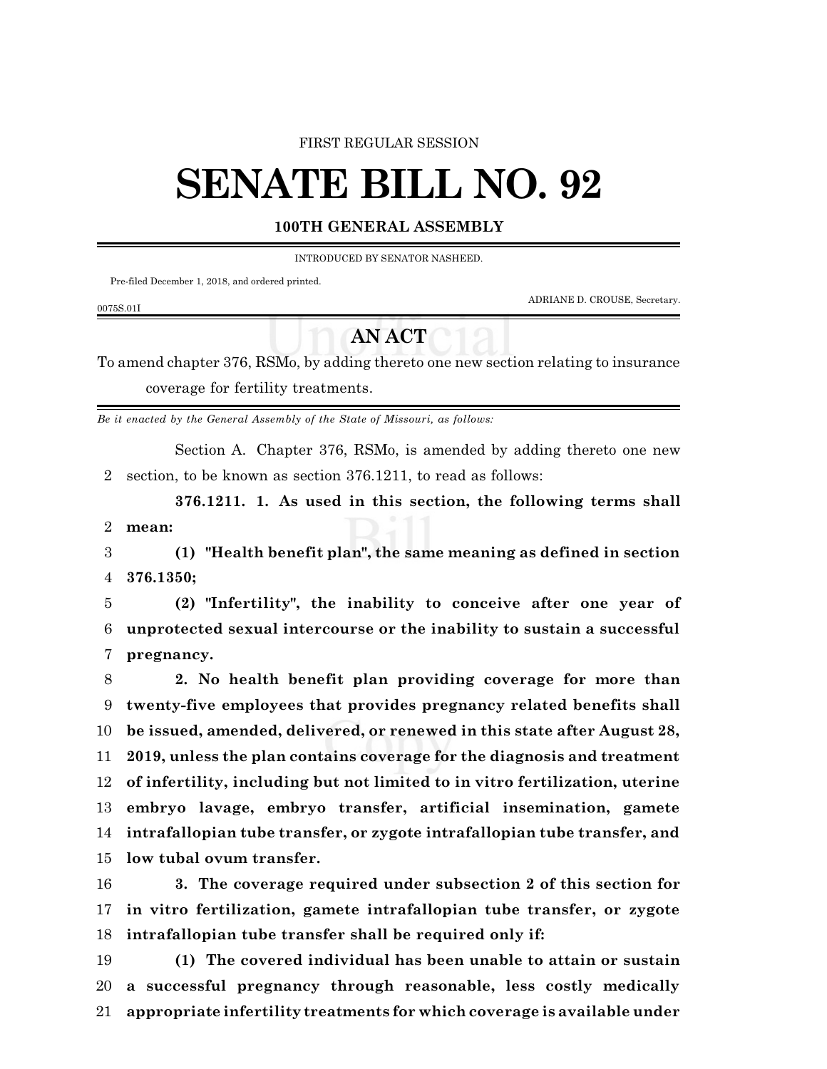FIRST REGULAR SESSION

# SENATE BILL NO. 92

**100TH GENERAL ASSEMBLY**

INTRODUCED BY SENATOR NASHEED.

Pre-filed December 1, 2018, and ordered printed.

ADRIANE D. CROUSE, Secretary.

0075S.01I

## AN ACT

To amend chapter 376, RSMo, by adding thereto one new section relating to insurance coverage for fertility treatments.

*Be it enacted by the General Assembly of the State of Missouri, as follows:*

Section A. Chapter 376, RSMo, is amended by adding thereto one new section, to be known as section 376.1211, to read as follows:

**376.1211. 1. As used in this section, the following terms shall mean:**

**(1) "Health benefit plan", the same meaning as defined in section 376.1350;**

**(2) "Infertility", the inability to conceive after one year of unprotected sexual intercourse or the inability to sustain a successful pregnancy.**

**2. No health benefit plan providing coverage for more than twenty-five employees that provides pregnancy related benefits shall be issued, amended, delivered, or renewed in this state after August 28, 2019, unless the plan contains coverage for the diagnosis and treatment of infertility, including but not limited to in vitro fertilization, uterine embryo lavage, embryo transfer, artificial insemination, gamete intrafallopian tube transfer, or zygote intrafallopian tube transfer, and low tubal ovum transfer.**

**3. The coverage required under subsection 2 of this section for in vitro fertilization, gamete intrafallopian tube transfer, or zygote intrafallopian tube transfer shall be required only if:**

**(1) The covered individual has been unable to attain or sustain a successful pregnancy through reasonable, less costly medically appropriate infertility treatments for which coverage is available under**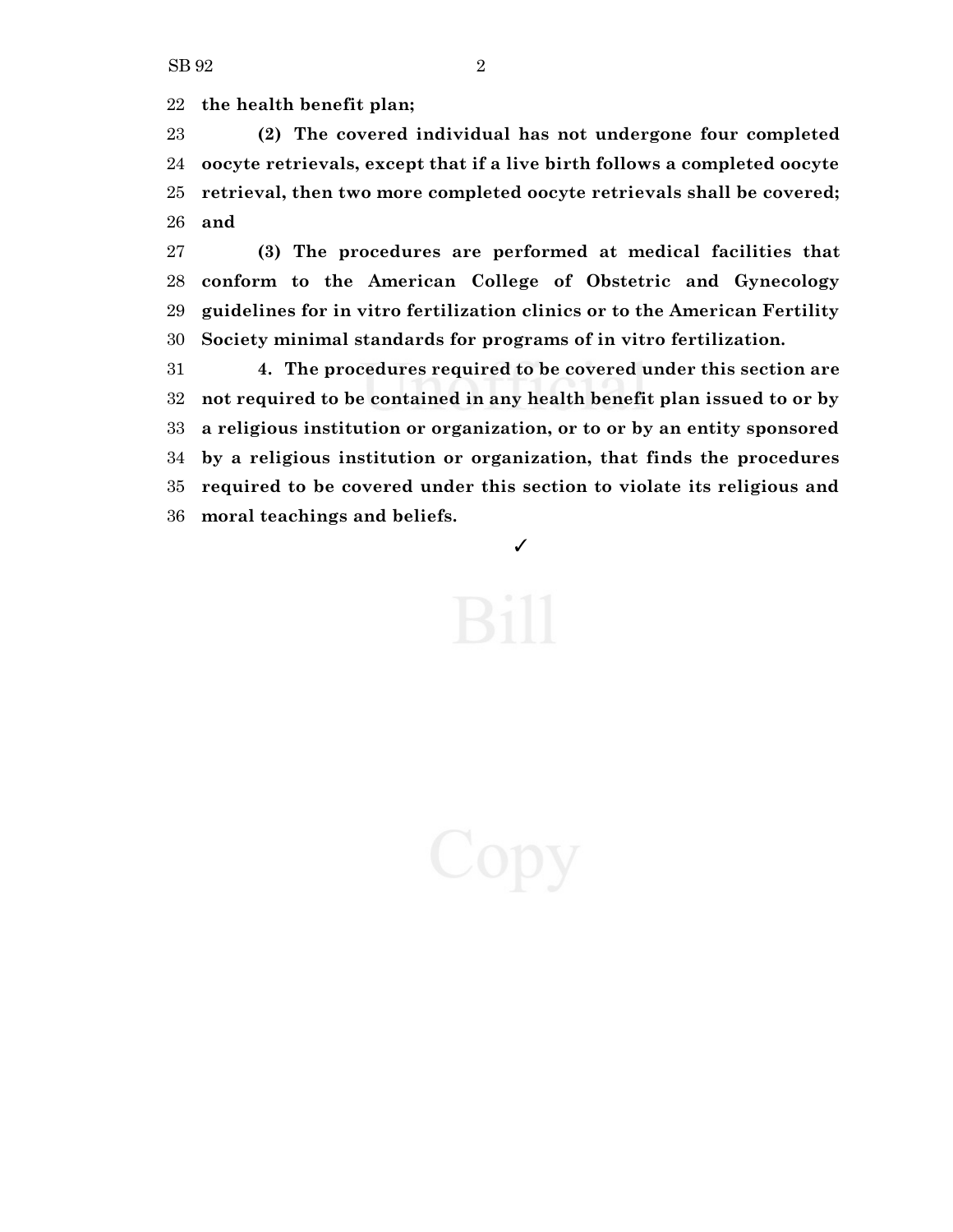**the health benefit plan;**

**(2) The covered individual has not undergone four completed oocyte retrievals, except that if a live birth follows a completed oocyte retrieval, then two more completed oocyte retrievals shall be covered; and**

**(3) The procedures are performed at medical facilities that conform to the American College of Obstetric and Gynecology guidelines for in vitro fertilization clinics or to the American Fertility Society minimal standards for programs of in vitro fertilization.**

**4. The procedures required to be covered under this section are not required to be contained in any health benefit plan issued to or by a religious institution or organization, or to or by an entity sponsored by a religious institution or organization, that finds the procedures required to be covered under this section to violate its religious and moral teachings and beliefs.**

✓